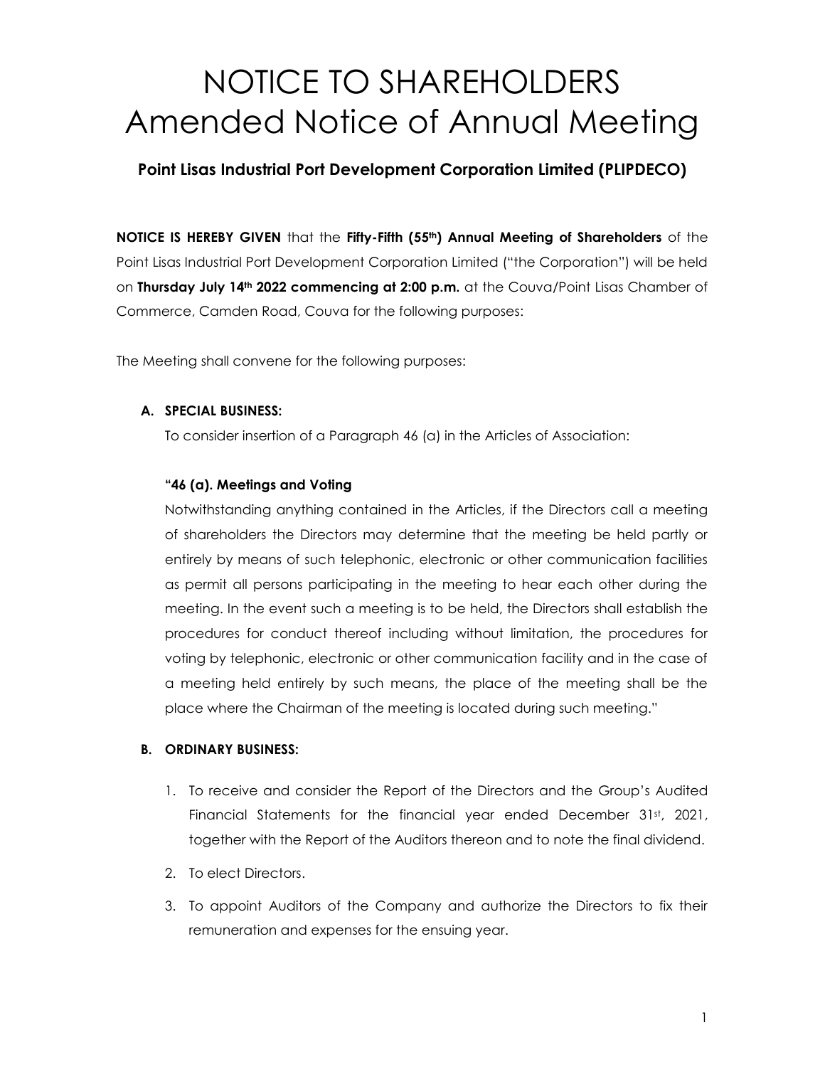# NOTICE TO SHAREHOLDERS
# Amended Notice of Annual Meeting

### Point Lisas Industrial Port Development Corporation Limited (PLIPDECO)

**NOTICE IS HEREBY GIVEN** that the **Fifty-Fifth (55th) Annual Meeting of Shareholders** of the Point Lisas Industrial Port Development Corporation Limited ("the Corporation") will be held on **Thursday July 14th 2022 commencing at 2:00 p.m.** at the Couva/Point Lisas Chamber of Commerce, Camden Road, Couva for the following purposes:

The Meeting shall convene for the following purposes:

**A. SPECIAL BUSINESS:**

To consider insertion of a Paragraph 46 (a) in the Articles of Association:

**"46 (a). Meetings and Voting**

Notwithstanding anything contained in the Articles, if the Directors call a meeting of shareholders the Directors may determine that the meeting be held partly or entirely by means of such telephonic, electronic or other communication facilities as permit all persons participating in the meeting to hear each other during the meeting. In the event such a meeting is to be held, the Directors shall establish the procedures for conduct thereof including without limitation, the procedures for voting by telephonic, electronic or other communication facility and in the case of a meeting held entirely by such means, the place of the meeting shall be the place where the Chairman of the meeting is located during such meeting."

**B. ORDINARY BUSINESS:**

1. To receive and consider the Report of the Directors and the Group's Audited Financial Statements for the financial year ended December 31st, 2021, together with the Report of the Auditors thereon and to note the final dividend.
2. To elect Directors.
3. To appoint Auditors of the Company and authorize the Directors to fix their remuneration and expenses for the ensuing year.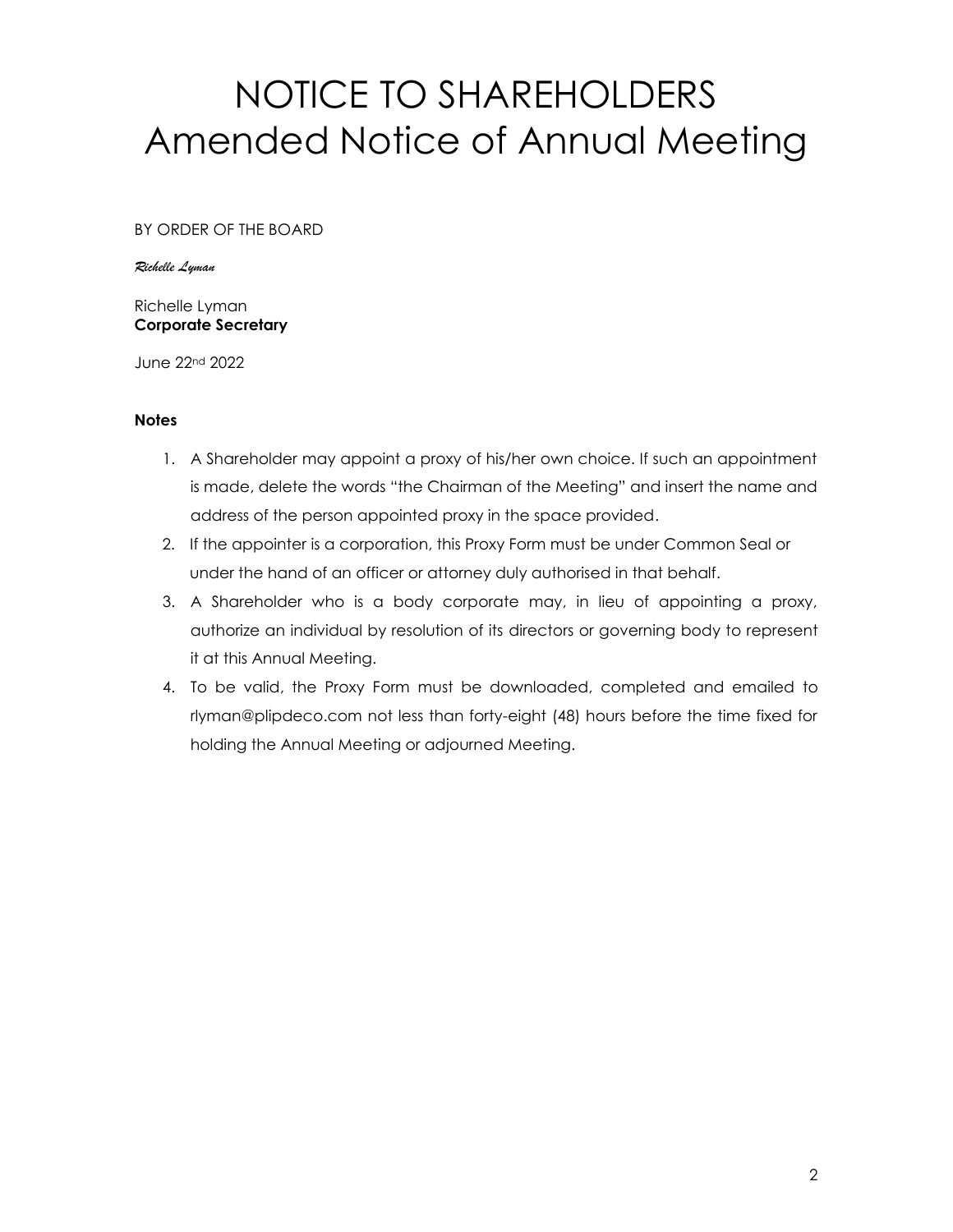# NOTICE TO SHAREHOLDERS
# Amended Notice of Annual Meeting

BY ORDER OF THE BOARD

*Richelle Lyman*

Richelle Lyman
**Corporate Secretary**

June 22nd 2022

**Notes**

1. A Shareholder may appoint a proxy of his/her own choice. If such an appointment is made, delete the words "the Chairman of the Meeting" and insert the name and address of the person appointed proxy in the space provided.
2. If the appointer is a corporation, this Proxy Form must be under Common Seal or under the hand of an officer or attorney duly authorised in that behalf.
3. A Shareholder who is a body corporate may, in lieu of appointing a proxy, authorize an individual by resolution of its directors or governing body to represent it at this Annual Meeting.
4. To be valid, the Proxy Form must be downloaded, completed and emailed to rlyman@plipdeco.com not less than forty-eight (48) hours before the time fixed for holding the Annual Meeting or adjourned Meeting.